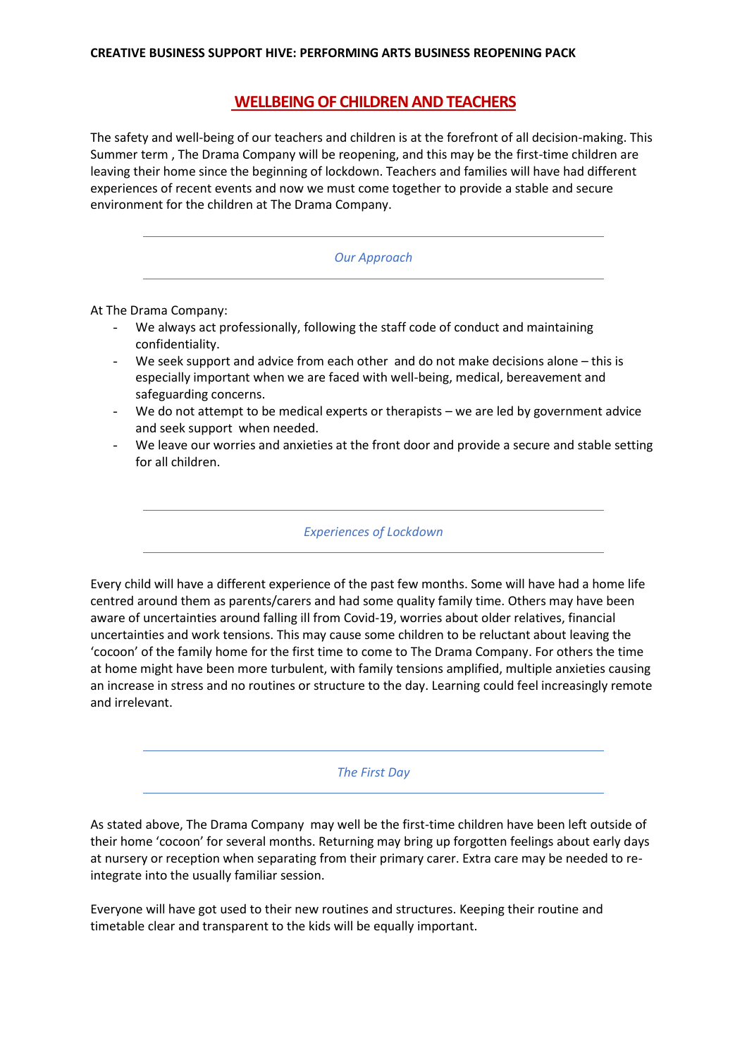# WELLBEING OF CHILDREN AND TEACHERS

The safety and well-being of our teachers and children is at the forefront of all decision-making. This Summer term , The Drama Company will be reopening, and this may be the first-time children are leaving their home since the beginning of lockdown. Teachers and families will have had different experiences of recent events and now we must come together to provide a stable and secure environment for the children at The Drama Company.

---

## *Our Approach*

---

At The Drama Company:

- We always act professionally, following the staff code of conduct and maintaining confidentiality.
- We seek support and advice from each other and do not make decisions alone – this is especially important when we are faced with well-being, medical, bereavement and safeguarding concerns.
- We do not attempt to be medical experts or therapists – we are led by government advice and seek support when needed.
- We leave our worries and anxieties at the front door and provide a secure and stable setting for all children.

---

## *Experiences of Lockdown*

---

Every child will have a different experience of the past few months. Some will have had a home life centred around them as parents/carers and had some quality family time. Others may have been aware of uncertainties around falling ill from Covid-19, worries about older relatives, financial uncertainties and work tensions. This may cause some children to be reluctant about leaving the 'cocoon' of the family home for the first time to come to The Drama Company. For others the time at home might have been more turbulent, with family tensions amplified, multiple anxieties causing an increase in stress and no routines or structure to the day. Learning could feel increasingly remote and irrelevant.

---

## *The First Day*

---

As stated above, The Drama Company may well be the first-time children have been left outside of their home 'cocoon' for several months. Returning may bring up forgotten feelings about early days at nursery or reception when separating from their primary carer. Extra care may be needed to re-integrate into the usually familiar session.

Everyone will have got used to their new routines and structures. Keeping their routine and timetable clear and transparent to the kids will be equally important.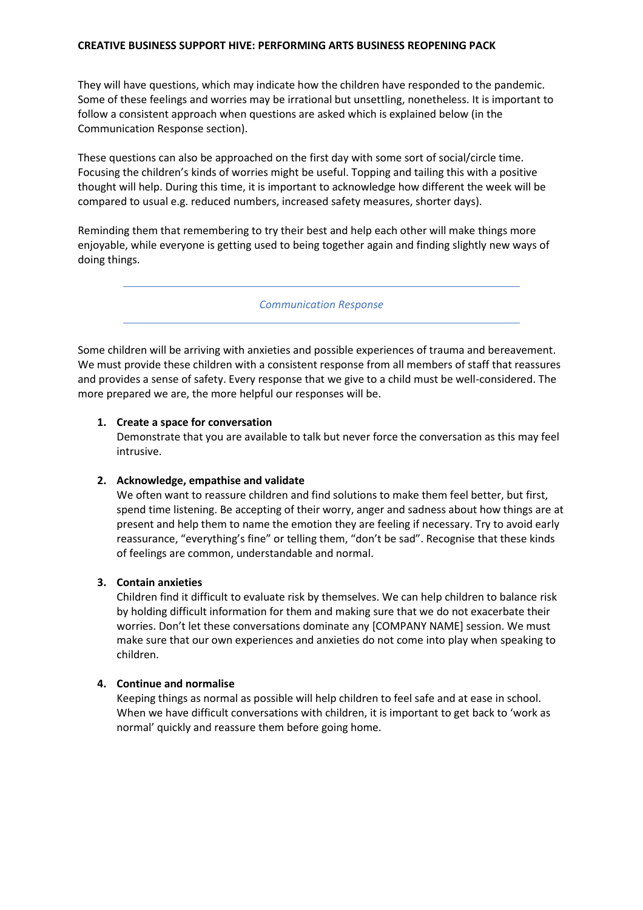They will have questions, which may indicate how the children have responded to the pandemic. Some of these feelings and worries may be irrational but unsettling, nonetheless. It is important to follow a consistent approach when questions are asked which is explained below (in the Communication Response section).

These questions can also be approached on the first day with some sort of social/circle time. Focusing the children's kinds of worries might be useful. Topping and tailing this with a positive thought will help. During this time, it is important to acknowledge how different the week will be compared to usual e.g. reduced numbers, increased safety measures, shorter days).

Reminding them that remembering to try their best and help each other will make things more enjoyable, while everyone is getting used to being together again and finding slightly new ways of doing things.

---

*Communication Response*

---

Some children will be arriving with anxieties and possible experiences of trauma and bereavement. We must provide these children with a consistent response from all members of staff that reassures and provides a sense of safety. Every response that we give to a child must be well-considered. The more prepared we are, the more helpful our responses will be.

1. **Create a space for conversation**
   Demonstrate that you are available to talk but never force the conversation as this may feel intrusive.

2. **Acknowledge, empathise and validate**
   We often want to reassure children and find solutions to make them feel better, but first, spend time listening. Be accepting of their worry, anger and sadness about how things are at present and help them to name the emotion they are feeling if necessary. Try to avoid early reassurance, "everything's fine" or telling them, "don't be sad". Recognise that these kinds of feelings are common, understandable and normal.

3. **Contain anxieties**
   Children find it difficult to evaluate risk by themselves. We can help children to balance risk by holding difficult information for them and making sure that we do not exacerbate their worries. Don't let these conversations dominate any [COMPANY NAME] session. We must make sure that our own experiences and anxieties do not come into play when speaking to children.

4. **Continue and normalise**
   Keeping things as normal as possible will help children to feel safe and at ease in school. When we have difficult conversations with children, it is important to get back to 'work as normal' quickly and reassure them before going home.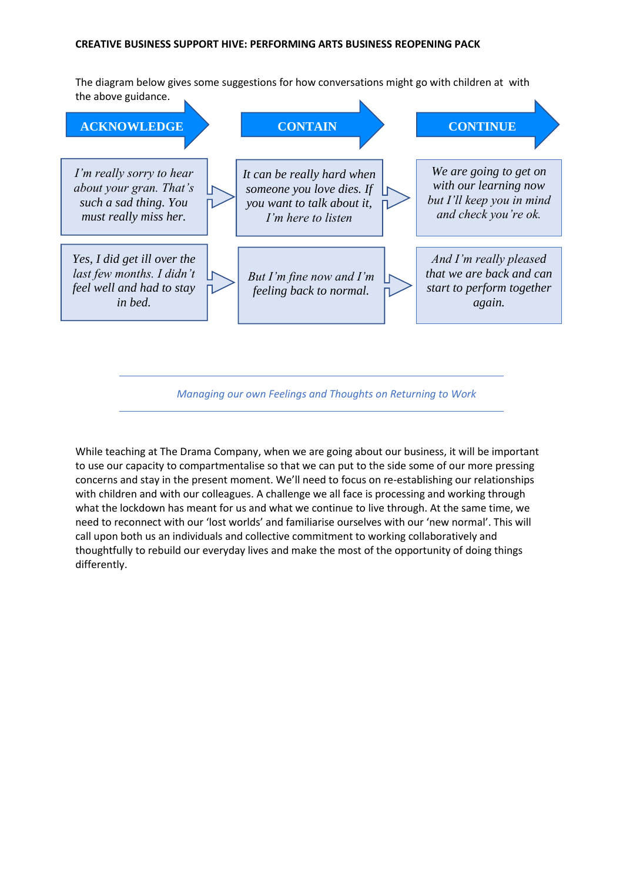The diagram below gives some suggestions for how conversations might go with children at  with the above guidance.

| ACKNOWLEDGE | CONTAIN | CONTINUE |
| --- | --- | --- |
| *I'm really sorry to hear about your gran. That's such a sad thing. You must really miss her.* | *It can be really hard when someone you love dies. If you want to talk about it, I'm here to listen* | *We are going to get on with our learning now but I'll keep you in mind and check you're ok.* |
| *Yes, I did get ill over the last few months. I didn't feel well and had to stay in bed.* | *But I'm fine now and I'm feeling back to normal.* | *And I'm really pleased that we are back and can start to perform together again.* |

## *Managing our own Feelings and Thoughts on Returning to Work*

While teaching at The Drama Company, when we are going about our business, it will be important to use our capacity to compartmentalise so that we can put to the side some of our more pressing concerns and stay in the present moment. We'll need to focus on re-establishing our relationships with children and with our colleagues. A challenge we all face is processing and working through what the lockdown has meant for us and what we continue to live through. At the same time, we need to reconnect with our 'lost worlds' and familiarise ourselves with our 'new normal'. This will call upon both us an individuals and collective commitment to working collaboratively and thoughtfully to rebuild our everyday lives and make the most of the opportunity of doing things differently.